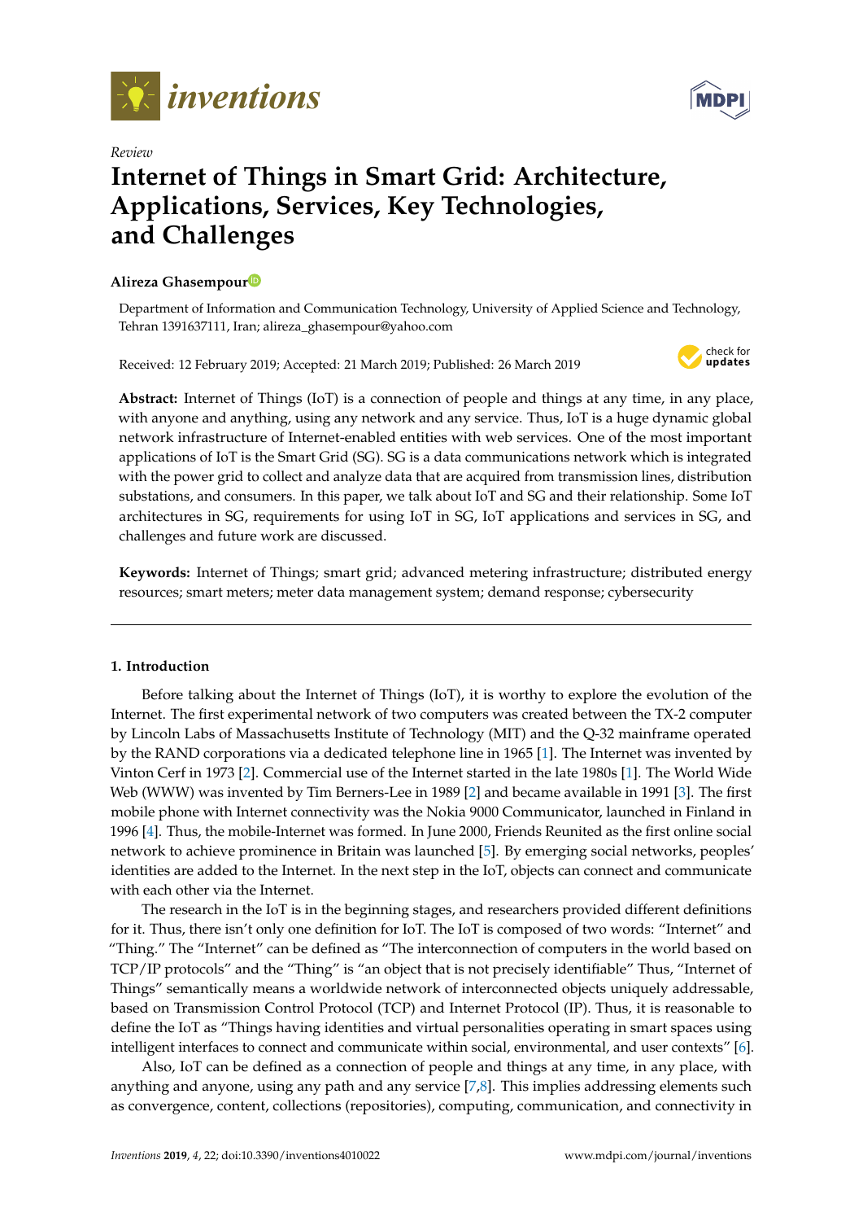*Review*

# Internet of Things in Smart Grid: Architecture, Applications, Services, Key Technologies, and Challenges

**Alireza Ghasempour**

Department of Information and Communication Technology, University of Applied Science and Technology, Tehran 1391637111, Iran; alireza_ghasempour@yahoo.com

Received: 12 February 2019; Accepted: 21 March 2019; Published: 26 March 2019

**Abstract:** Internet of Things (IoT) is a connection of people and things at any time, in any place, with anyone and anything, using any network and any service. Thus, IoT is a huge dynamic global network infrastructure of Internet-enabled entities with web services. One of the most important applications of IoT is the Smart Grid (SG). SG is a data communications network which is integrated with the power grid to collect and analyze data that are acquired from transmission lines, distribution substations, and consumers. In this paper, we talk about IoT and SG and their relationship. Some IoT architectures in SG, requirements for using IoT in SG, IoT applications and services in SG, and challenges and future work are discussed.

**Keywords:** Internet of Things; smart grid; advanced metering infrastructure; distributed energy resources; smart meters; meter data management system; demand response; cybersecurity

## 1. Introduction

Before talking about the Internet of Things (IoT), it is worthy to explore the evolution of the Internet. The first experimental network of two computers was created between the TX-2 computer by Lincoln Labs of Massachusetts Institute of Technology (MIT) and the Q-32 mainframe operated by the RAND corporations via a dedicated telephone line in 1965 [1]. The Internet was invented by Vinton Cerf in 1973 [2]. Commercial use of the Internet started in the late 1980s [1]. The World Wide Web (WWW) was invented by Tim Berners-Lee in 1989 [2] and became available in 1991 [3]. The first mobile phone with Internet connectivity was the Nokia 9000 Communicator, launched in Finland in 1996 [4]. Thus, the mobile-Internet was formed. In June 2000, Friends Reunited as the first online social network to achieve prominence in Britain was launched [5]. By emerging social networks, peoples' identities are added to the Internet. In the next step in the IoT, objects can connect and communicate with each other via the Internet.

The research in the IoT is in the beginning stages, and researchers provided different definitions for it. Thus, there isn't only one definition for IoT. The IoT is composed of two words: "Internet" and "Thing." The "Internet" can be defined as "The interconnection of computers in the world based on TCP/IP protocols" and the "Thing" is "an object that is not precisely identifiable" Thus, "Internet of Things" semantically means a worldwide network of interconnected objects uniquely addressable, based on Transmission Control Protocol (TCP) and Internet Protocol (IP). Thus, it is reasonable to define the IoT as "Things having identities and virtual personalities operating in smart spaces using intelligent interfaces to connect and communicate within social, environmental, and user contexts" [6].

Also, IoT can be defined as a connection of people and things at any time, in any place, with anything and anyone, using any path and any service [7,8]. This implies addressing elements such as convergence, content, collections (repositories), computing, communication, and connectivity in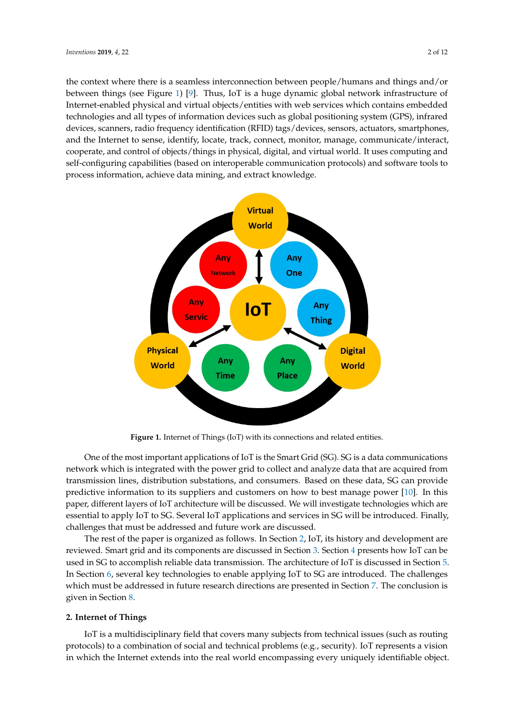the context where there is a seamless interconnection between people/humans and things and/or between things (see Figure 1) [9]. Thus, IoT is a huge dynamic global network infrastructure of Internet-enabled physical and virtual objects/entities with web services which contains embedded technologies and all types of information devices such as global positioning system (GPS), infrared devices, scanners, radio frequency identification (RFID) tags/devices, sensors, actuators, smartphones, and the Internet to sense, identify, locate, track, connect, monitor, manage, communicate/interact, cooperate, and control of objects/things in physical, digital, and virtual world. It uses computing and self-configuring capabilities (based on interoperable communication protocols) and software tools to process information, achieve data mining, and extract knowledge.

**Figure 1.** Internet of Things (IoT) with its connections and related entities.

One of the most important applications of IoT is the Smart Grid (SG). SG is a data communications network which is integrated with the power grid to collect and analyze data that are acquired from transmission lines, distribution substations, and consumers. Based on these data, SG can provide predictive information to its suppliers and customers on how to best manage power [10]. In this paper, different layers of IoT architecture will be discussed. We will investigate technologies which are essential to apply IoT to SG. Several IoT applications and services in SG will be introduced. Finally, challenges that must be addressed and future work are discussed.

The rest of the paper is organized as follows. In Section 2, IoT, its history and development are reviewed. Smart grid and its components are discussed in Section 3. Section 4 presents how IoT can be used in SG to accomplish reliable data transmission. The architecture of IoT is discussed in Section 5. In Section 6, several key technologies to enable applying IoT to SG are introduced. The challenges which must be addressed in future research directions are presented in Section 7. The conclusion is given in Section 8.

## 2. Internet of Things

IoT is a multidisciplinary field that covers many subjects from technical issues (such as routing protocols) to a combination of social and technical problems (e.g., security). IoT represents a vision in which the Internet extends into the real world encompassing every uniquely identifiable object.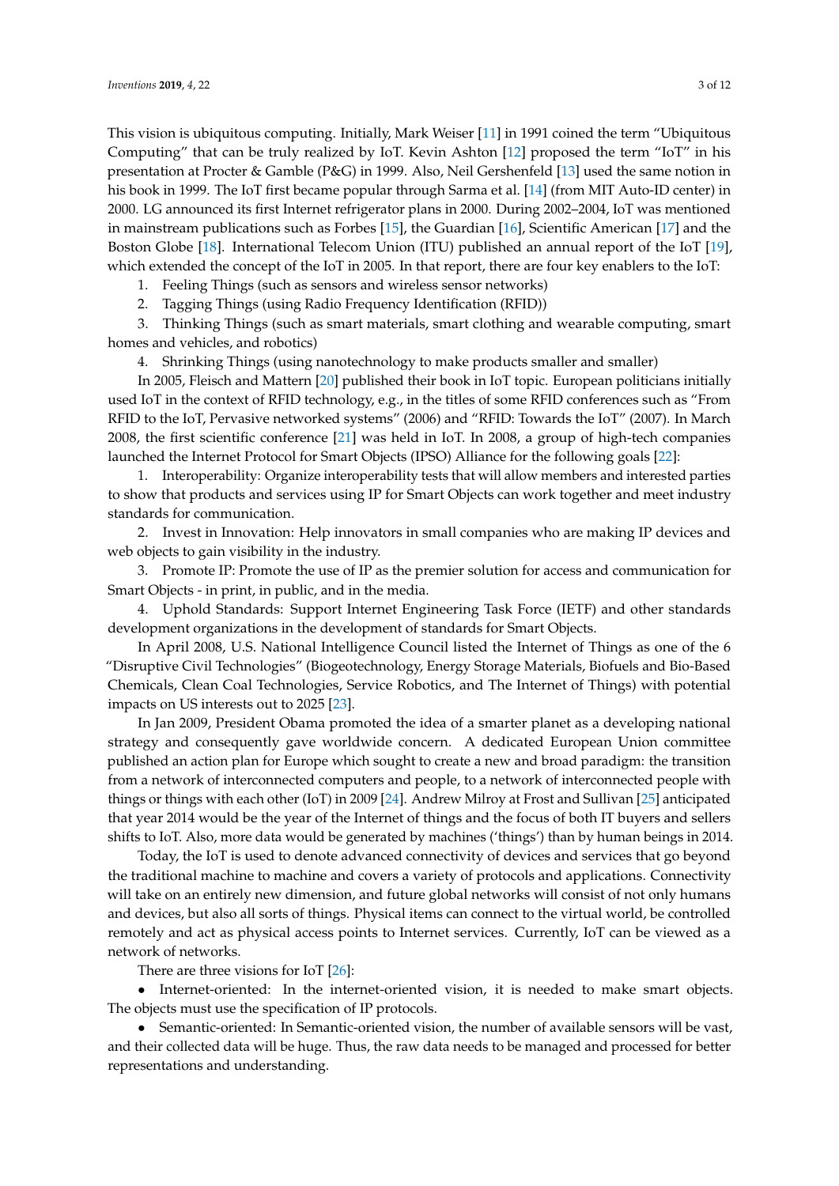This vision is ubiquitous computing. Initially, Mark Weiser [11] in 1991 coined the term "Ubiquitous Computing" that can be truly realized by IoT. Kevin Ashton [12] proposed the term "IoT" in his presentation at Procter & Gamble (P&G) in 1999. Also, Neil Gershenfeld [13] used the same notion in his book in 1999. The IoT first became popular through Sarma et al. [14] (from MIT Auto-ID center) in 2000. LG announced its first Internet refrigerator plans in 2000. During 2002–2004, IoT was mentioned in mainstream publications such as Forbes [15], the Guardian [16], Scientific American [17] and the Boston Globe [18]. International Telecom Union (ITU) published an annual report of the IoT [19], which extended the concept of the IoT in 2005. In that report, there are four key enablers to the IoT:

1. Feeling Things (such as sensors and wireless sensor networks)
2. Tagging Things (using Radio Frequency Identification (RFID))
3. Thinking Things (such as smart materials, smart clothing and wearable computing, smart homes and vehicles, and robotics)
4. Shrinking Things (using nanotechnology to make products smaller and smaller)

In 2005, Fleisch and Mattern [20] published their book in IoT topic. European politicians initially used IoT in the context of RFID technology, e.g., in the titles of some RFID conferences such as "From RFID to the IoT, Pervasive networked systems" (2006) and "RFID: Towards the IoT" (2007). In March 2008, the first scientific conference [21] was held in IoT. In 2008, a group of high-tech companies launched the Internet Protocol for Smart Objects (IPSO) Alliance for the following goals [22]:

1. Interoperability: Organize interoperability tests that will allow members and interested parties to show that products and services using IP for Smart Objects can work together and meet industry standards for communication.
2. Invest in Innovation: Help innovators in small companies who are making IP devices and web objects to gain visibility in the industry.
3. Promote IP: Promote the use of IP as the premier solution for access and communication for Smart Objects - in print, in public, and in the media.
4. Uphold Standards: Support Internet Engineering Task Force (IETF) and other standards development organizations in the development of standards for Smart Objects.

In April 2008, U.S. National Intelligence Council listed the Internet of Things as one of the 6 "Disruptive Civil Technologies" (Biogeotechnology, Energy Storage Materials, Biofuels and Bio-Based Chemicals, Clean Coal Technologies, Service Robotics, and The Internet of Things) with potential impacts on US interests out to 2025 [23].

In Jan 2009, President Obama promoted the idea of a smarter planet as a developing national strategy and consequently gave worldwide concern. A dedicated European Union committee published an action plan for Europe which sought to create a new and broad paradigm: the transition from a network of interconnected computers and people, to a network of interconnected people with things or things with each other (IoT) in 2009 [24]. Andrew Milroy at Frost and Sullivan [25] anticipated that year 2014 would be the year of the Internet of things and the focus of both IT buyers and sellers shifts to IoT. Also, more data would be generated by machines ('things') than by human beings in 2014.

Today, the IoT is used to denote advanced connectivity of devices and services that go beyond the traditional machine to machine and covers a variety of protocols and applications. Connectivity will take on an entirely new dimension, and future global networks will consist of not only humans and devices, but also all sorts of things. Physical items can connect to the virtual world, be controlled remotely and act as physical access points to Internet services. Currently, IoT can be viewed as a network of networks.

There are three visions for IoT [26]:

- Internet-oriented: In the internet-oriented vision, it is needed to make smart objects. The objects must use the specification of IP protocols.
- Semantic-oriented: In Semantic-oriented vision, the number of available sensors will be vast, and their collected data will be huge. Thus, the raw data needs to be managed and processed for better representations and understanding.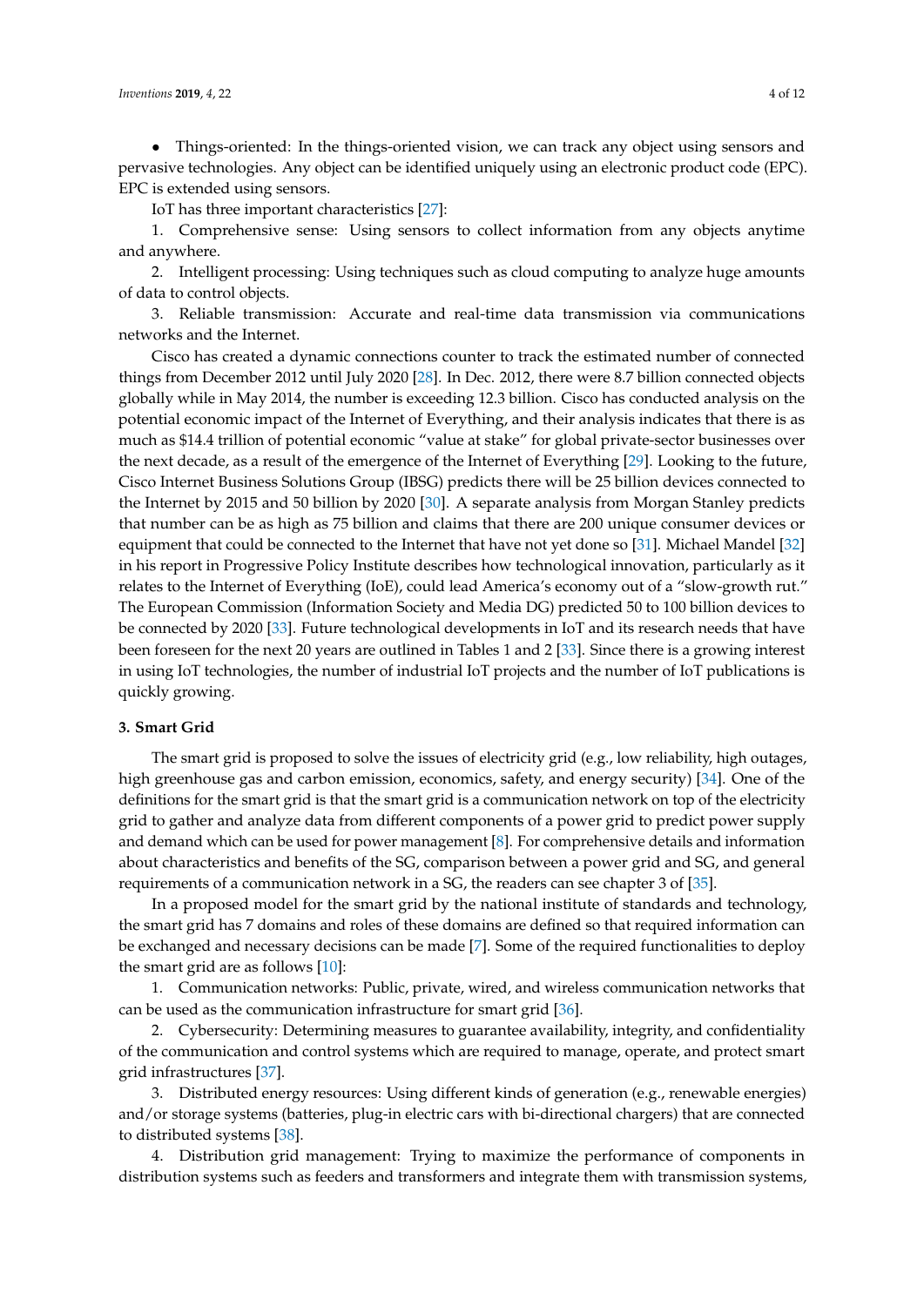- Things-oriented: In the things-oriented vision, we can track any object using sensors and pervasive technologies. Any object can be identified uniquely using an electronic product code (EPC). EPC is extended using sensors.

IoT has three important characteristics [27]:

1. Comprehensive sense: Using sensors to collect information from any objects anytime and anywhere.
2. Intelligent processing: Using techniques such as cloud computing to analyze huge amounts of data to control objects.
3. Reliable transmission: Accurate and real-time data transmission via communications networks and the Internet.

Cisco has created a dynamic connections counter to track the estimated number of connected things from December 2012 until July 2020 [28]. In Dec. 2012, there were 8.7 billion connected objects globally while in May 2014, the number is exceeding 12.3 billion. Cisco has conducted analysis on the potential economic impact of the Internet of Everything, and their analysis indicates that there is as much as $14.4 trillion of potential economic "value at stake" for global private-sector businesses over the next decade, as a result of the emergence of the Internet of Everything [29]. Looking to the future, Cisco Internet Business Solutions Group (IBSG) predicts there will be 25 billion devices connected to the Internet by 2015 and 50 billion by 2020 [30]. A separate analysis from Morgan Stanley predicts that number can be as high as 75 billion and claims that there are 200 unique consumer devices or equipment that could be connected to the Internet that have not yet done so [31]. Michael Mandel [32] in his report in Progressive Policy Institute describes how technological innovation, particularly as it relates to the Internet of Everything (IoE), could lead America's economy out of a "slow-growth rut." The European Commission (Information Society and Media DG) predicted 50 to 100 billion devices to be connected by 2020 [33]. Future technological developments in IoT and its research needs that have been foreseen for the next 20 years are outlined in Tables 1 and 2 [33]. Since there is a growing interest in using IoT technologies, the number of industrial IoT projects and the number of IoT publications is quickly growing.

## 3. Smart Grid

The smart grid is proposed to solve the issues of electricity grid (e.g., low reliability, high outages, high greenhouse gas and carbon emission, economics, safety, and energy security) [34]. One of the definitions for the smart grid is that the smart grid is a communication network on top of the electricity grid to gather and analyze data from different components of a power grid to predict power supply and demand which can be used for power management [8]. For comprehensive details and information about characteristics and benefits of the SG, comparison between a power grid and SG, and general requirements of a communication network in a SG, the readers can see chapter 3 of [35].

In a proposed model for the smart grid by the national institute of standards and technology, the smart grid has 7 domains and roles of these domains are defined so that required information can be exchanged and necessary decisions can be made [7]. Some of the required functionalities to deploy the smart grid are as follows [10]:

1. Communication networks: Public, private, wired, and wireless communication networks that can be used as the communication infrastructure for smart grid [36].
2. Cybersecurity: Determining measures to guarantee availability, integrity, and confidentiality of the communication and control systems which are required to manage, operate, and protect smart grid infrastructures [37].
3. Distributed energy resources: Using different kinds of generation (e.g., renewable energies) and/or storage systems (batteries, plug-in electric cars with bi-directional chargers) that are connected to distributed systems [38].
4. Distribution grid management: Trying to maximize the performance of components in distribution systems such as feeders and transformers and integrate them with transmission systems,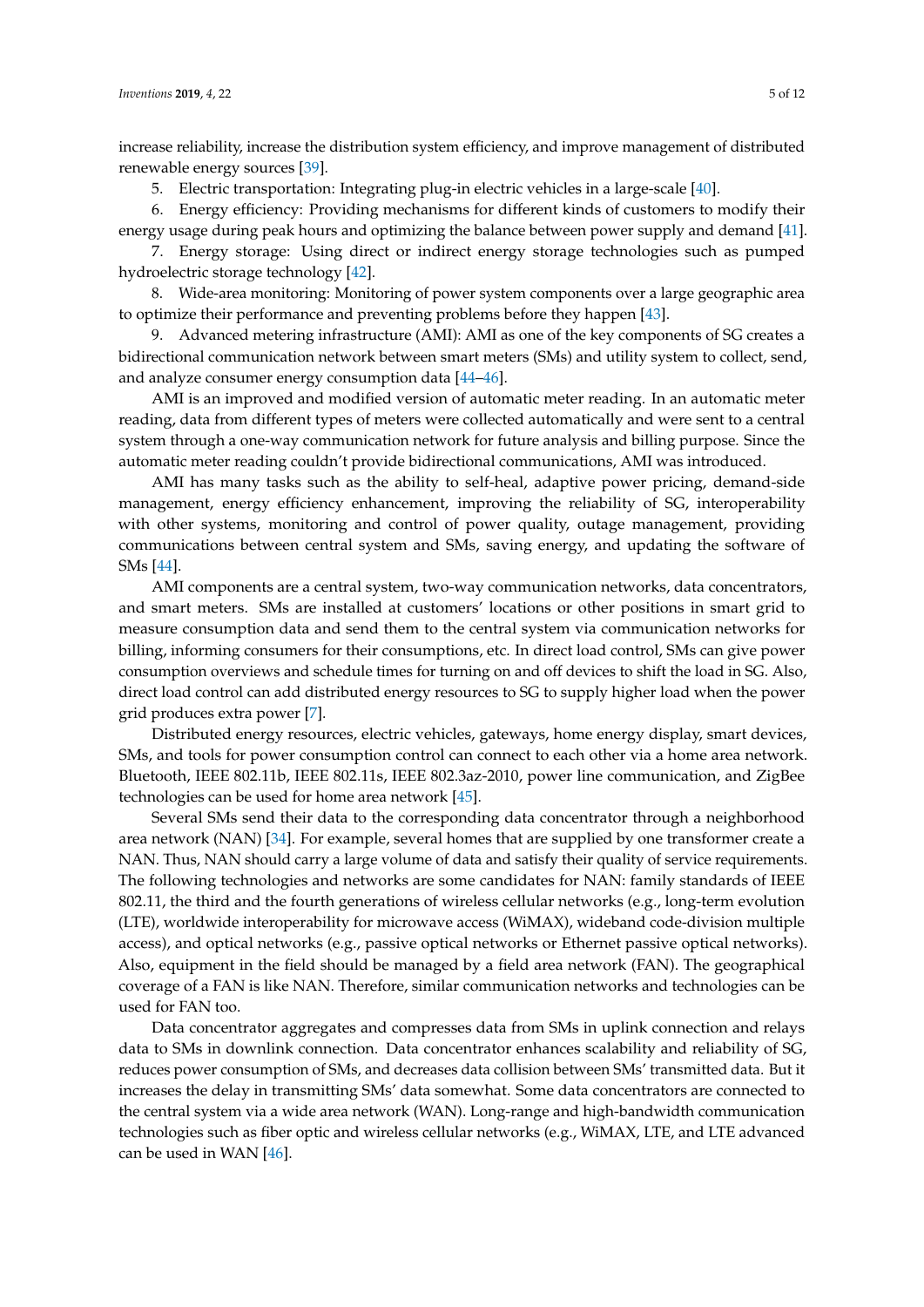increase reliability, increase the distribution system efficiency, and improve management of distributed renewable energy sources [39].

5. Electric transportation: Integrating plug-in electric vehicles in a large-scale [40].

6. Energy efficiency: Providing mechanisms for different kinds of customers to modify their energy usage during peak hours and optimizing the balance between power supply and demand [41].

7. Energy storage: Using direct or indirect energy storage technologies such as pumped hydroelectric storage technology [42].

8. Wide-area monitoring: Monitoring of power system components over a large geographic area to optimize their performance and preventing problems before they happen [43].

9. Advanced metering infrastructure (AMI): AMI as one of the key components of SG creates a bidirectional communication network between smart meters (SMs) and utility system to collect, send, and analyze consumer energy consumption data [44–46].

AMI is an improved and modified version of automatic meter reading. In an automatic meter reading, data from different types of meters were collected automatically and were sent to a central system through a one-way communication network for future analysis and billing purpose. Since the automatic meter reading couldn't provide bidirectional communications, AMI was introduced.

AMI has many tasks such as the ability to self-heal, adaptive power pricing, demand-side management, energy efficiency enhancement, improving the reliability of SG, interoperability with other systems, monitoring and control of power quality, outage management, providing communications between central system and SMs, saving energy, and updating the software of SMs [44].

AMI components are a central system, two-way communication networks, data concentrators, and smart meters. SMs are installed at customers' locations or other positions in smart grid to measure consumption data and send them to the central system via communication networks for billing, informing consumers for their consumptions, etc. In direct load control, SMs can give power consumption overviews and schedule times for turning on and off devices to shift the load in SG. Also, direct load control can add distributed energy resources to SG to supply higher load when the power grid produces extra power [7].

Distributed energy resources, electric vehicles, gateways, home energy display, smart devices, SMs, and tools for power consumption control can connect to each other via a home area network. Bluetooth, IEEE 802.11b, IEEE 802.11s, IEEE 802.3az-2010, power line communication, and ZigBee technologies can be used for home area network [45].

Several SMs send their data to the corresponding data concentrator through a neighborhood area network (NAN) [34]. For example, several homes that are supplied by one transformer create a NAN. Thus, NAN should carry a large volume of data and satisfy their quality of service requirements. The following technologies and networks are some candidates for NAN: family standards of IEEE 802.11, the third and the fourth generations of wireless cellular networks (e.g., long-term evolution (LTE), worldwide interoperability for microwave access (WiMAX), wideband code-division multiple access), and optical networks (e.g., passive optical networks or Ethernet passive optical networks). Also, equipment in the field should be managed by a field area network (FAN). The geographical coverage of a FAN is like NAN. Therefore, similar communication networks and technologies can be used for FAN too.

Data concentrator aggregates and compresses data from SMs in uplink connection and relays data to SMs in downlink connection. Data concentrator enhances scalability and reliability of SG, reduces power consumption of SMs, and decreases data collision between SMs' transmitted data. But it increases the delay in transmitting SMs' data somewhat. Some data concentrators are connected to the central system via a wide area network (WAN). Long-range and high-bandwidth communication technologies such as fiber optic and wireless cellular networks (e.g., WiMAX, LTE, and LTE advanced can be used in WAN [46].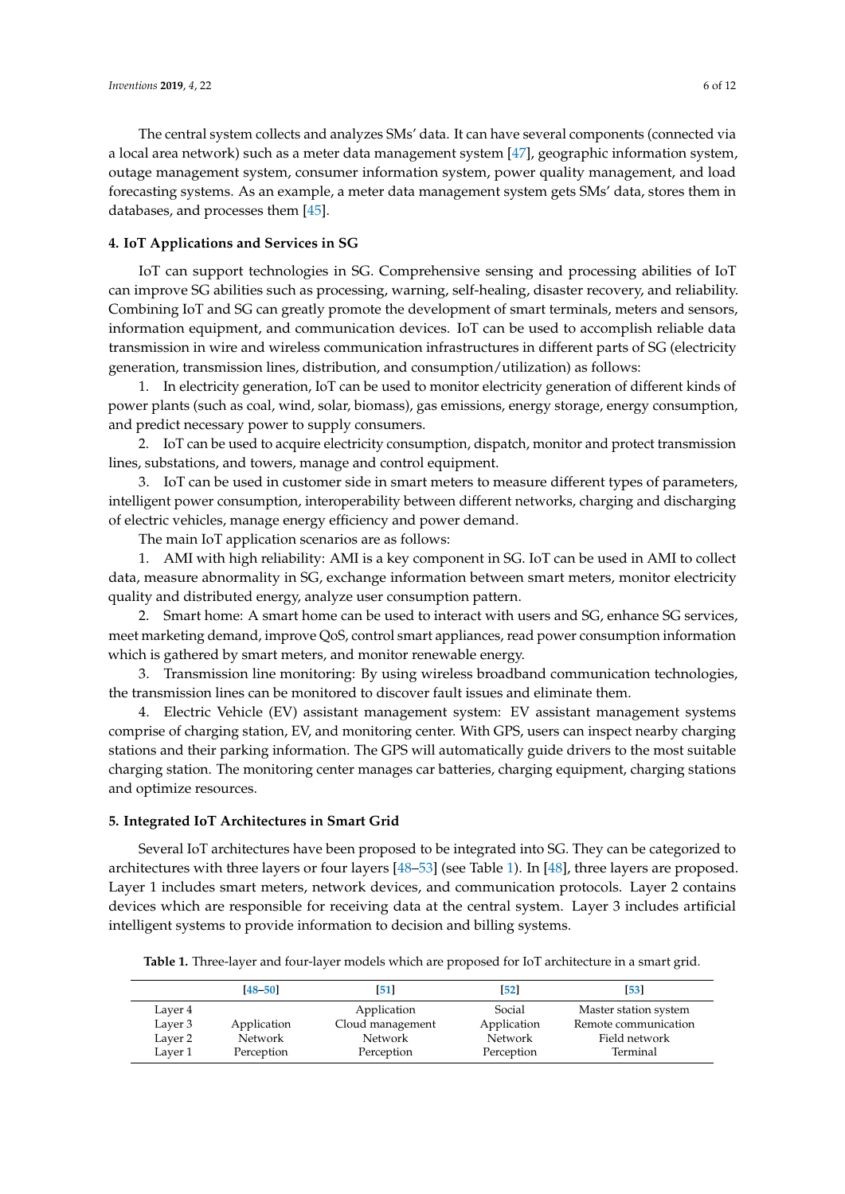The central system collects and analyzes SMs' data. It can have several components (connected via a local area network) such as a meter data management system [47], geographic information system, outage management system, consumer information system, power quality management, and load forecasting systems. As an example, a meter data management system gets SMs' data, stores them in databases, and processes them [45].

## 4. IoT Applications and Services in SG

IoT can support technologies in SG. Comprehensive sensing and processing abilities of IoT can improve SG abilities such as processing, warning, self-healing, disaster recovery, and reliability. Combining IoT and SG can greatly promote the development of smart terminals, meters and sensors, information equipment, and communication devices. IoT can be used to accomplish reliable data transmission in wire and wireless communication infrastructures in different parts of SG (electricity generation, transmission lines, distribution, and consumption/utilization) as follows:

1. In electricity generation, IoT can be used to monitor electricity generation of different kinds of power plants (such as coal, wind, solar, biomass), gas emissions, energy storage, energy consumption, and predict necessary power to supply consumers.
2. IoT can be used to acquire electricity consumption, dispatch, monitor and protect transmission lines, substations, and towers, manage and control equipment.
3. IoT can be used in customer side in smart meters to measure different types of parameters, intelligent power consumption, interoperability between different networks, charging and discharging of electric vehicles, manage energy efficiency and power demand.

The main IoT application scenarios are as follows:

1. AMI with high reliability: AMI is a key component in SG. IoT can be used in AMI to collect data, measure abnormality in SG, exchange information between smart meters, monitor electricity quality and distributed energy, analyze user consumption pattern.
2. Smart home: A smart home can be used to interact with users and SG, enhance SG services, meet marketing demand, improve QoS, control smart appliances, read power consumption information which is gathered by smart meters, and monitor renewable energy.
3. Transmission line monitoring: By using wireless broadband communication technologies, the transmission lines can be monitored to discover fault issues and eliminate them.
4. Electric Vehicle (EV) assistant management system: EV assistant management systems comprise of charging station, EV, and monitoring center. With GPS, users can inspect nearby charging stations and their parking information. The GPS will automatically guide drivers to the most suitable charging station. The monitoring center manages car batteries, charging equipment, charging stations and optimize resources.

## 5. Integrated IoT Architectures in Smart Grid

Several IoT architectures have been proposed to be integrated into SG. They can be categorized to architectures with three layers or four layers [48–53] (see Table 1). In [48], three layers are proposed. Layer 1 includes smart meters, network devices, and communication protocols. Layer 2 contains devices which are responsible for receiving data at the central system. Layer 3 includes artificial intelligent systems to provide information to decision and billing systems.

**Table 1.** Three-layer and four-layer models which are proposed for IoT architecture in a smart grid.

| | [48–50] | [51] | [52] | [53] |
|---|---|---|---|---|
| Layer 4 | | Application | Social | Master station system |
| Layer 3 | Application | Cloud management | Application | Remote communication |
| Layer 2 | Network | Network | Network | Field network |
| Layer 1 | Perception | Perception | Perception | Terminal |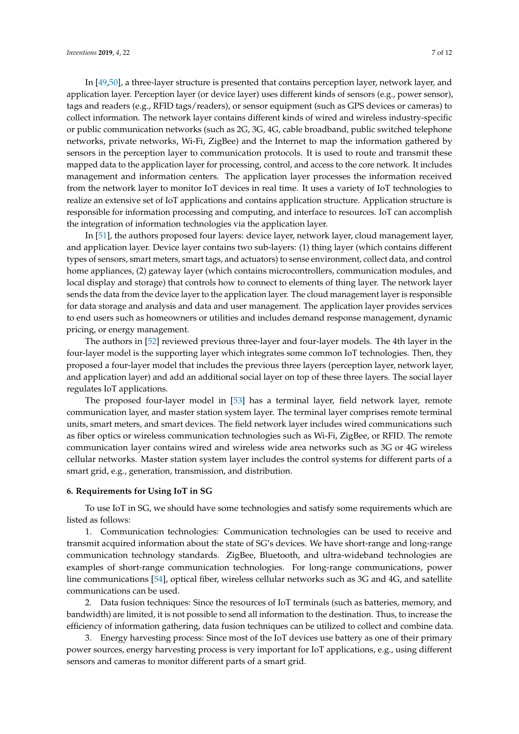In [49,50], a three-layer structure is presented that contains perception layer, network layer, and application layer. Perception layer (or device layer) uses different kinds of sensors (e.g., power sensor), tags and readers (e.g., RFID tags/readers), or sensor equipment (such as GPS devices or cameras) to collect information. The network layer contains different kinds of wired and wireless industry-specific or public communication networks (such as 2G, 3G, 4G, cable broadband, public switched telephone networks, private networks, Wi-Fi, ZigBee) and the Internet to map the information gathered by sensors in the perception layer to communication protocols. It is used to route and transmit these mapped data to the application layer for processing, control, and access to the core network. It includes management and information centers. The application layer processes the information received from the network layer to monitor IoT devices in real time. It uses a variety of IoT technologies to realize an extensive set of IoT applications and contains application structure. Application structure is responsible for information processing and computing, and interface to resources. IoT can accomplish the integration of information technologies via the application layer.

In [51], the authors proposed four layers: device layer, network layer, cloud management layer, and application layer. Device layer contains two sub-layers: (1) thing layer (which contains different types of sensors, smart meters, smart tags, and actuators) to sense environment, collect data, and control home appliances, (2) gateway layer (which contains microcontrollers, communication modules, and local display and storage) that controls how to connect to elements of thing layer. The network layer sends the data from the device layer to the application layer. The cloud management layer is responsible for data storage and analysis and data and user management. The application layer provides services to end users such as homeowners or utilities and includes demand response management, dynamic pricing, or energy management.

The authors in [52] reviewed previous three-layer and four-layer models. The 4th layer in the four-layer model is the supporting layer which integrates some common IoT technologies. Then, they proposed a four-layer model that includes the previous three layers (perception layer, network layer, and application layer) and add an additional social layer on top of these three layers. The social layer regulates IoT applications.

The proposed four-layer model in [53] has a terminal layer, field network layer, remote communication layer, and master station system layer. The terminal layer comprises remote terminal units, smart meters, and smart devices. The field network layer includes wired communications such as fiber optics or wireless communication technologies such as Wi-Fi, ZigBee, or RFID. The remote communication layer contains wired and wireless wide area networks such as 3G or 4G wireless cellular networks. Master station system layer includes the control systems for different parts of a smart grid, e.g., generation, transmission, and distribution.

#### 6. Requirements for Using IoT in SG

To use IoT in SG, we should have some technologies and satisfy some requirements which are listed as follows:

1. Communication technologies: Communication technologies can be used to receive and transmit acquired information about the state of SG's devices. We have short-range and long-range communication technology standards. ZigBee, Bluetooth, and ultra-wideband technologies are examples of short-range communication technologies. For long-range communications, power line communications [54], optical fiber, wireless cellular networks such as 3G and 4G, and satellite communications can be used.
2. Data fusion techniques: Since the resources of IoT terminals (such as batteries, memory, and bandwidth) are limited, it is not possible to send all information to the destination. Thus, to increase the efficiency of information gathering, data fusion techniques can be utilized to collect and combine data.
3. Energy harvesting process: Since most of the IoT devices use battery as one of their primary power sources, energy harvesting process is very important for IoT applications, e.g., using different sensors and cameras to monitor different parts of a smart grid.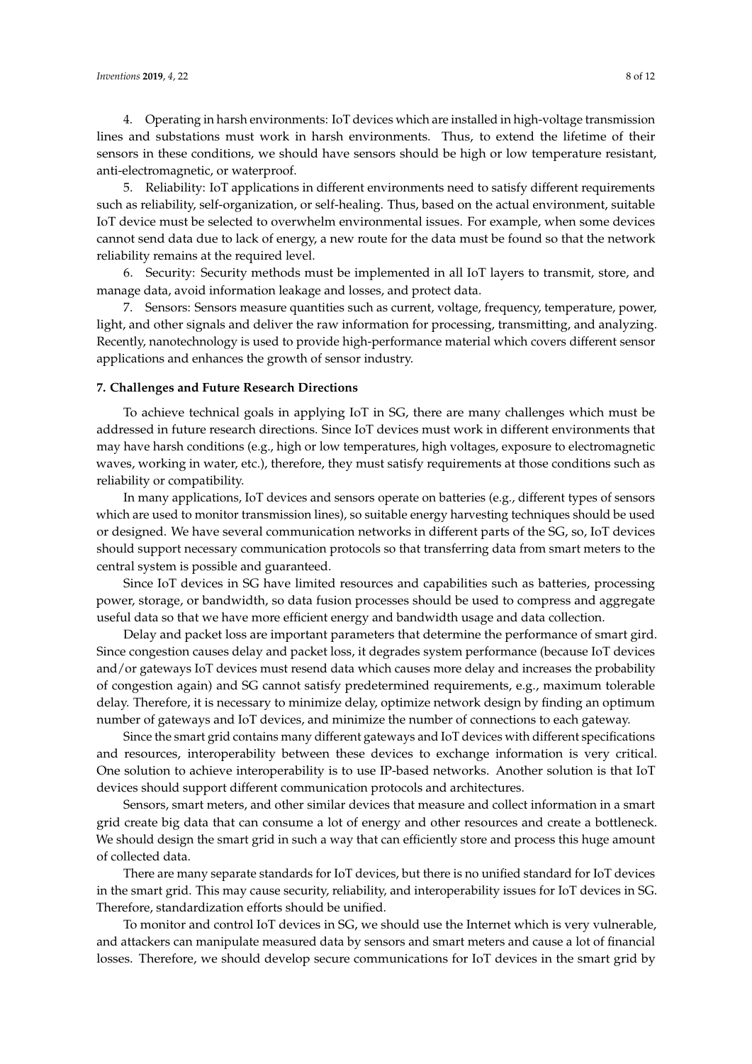4. Operating in harsh environments: IoT devices which are installed in high-voltage transmission lines and substations must work in harsh environments. Thus, to extend the lifetime of their sensors in these conditions, we should have sensors should be high or low temperature resistant, anti-electromagnetic, or waterproof.

5. Reliability: IoT applications in different environments need to satisfy different requirements such as reliability, self-organization, or self-healing. Thus, based on the actual environment, suitable IoT device must be selected to overwhelm environmental issues. For example, when some devices cannot send data due to lack of energy, a new route for the data must be found so that the network reliability remains at the required level.

6. Security: Security methods must be implemented in all IoT layers to transmit, store, and manage data, avoid information leakage and losses, and protect data.

7. Sensors: Sensors measure quantities such as current, voltage, frequency, temperature, power, light, and other signals and deliver the raw information for processing, transmitting, and analyzing. Recently, nanotechnology is used to provide high-performance material which covers different sensor applications and enhances the growth of sensor industry.

## 7. Challenges and Future Research Directions

To achieve technical goals in applying IoT in SG, there are many challenges which must be addressed in future research directions. Since IoT devices must work in different environments that may have harsh conditions (e.g., high or low temperatures, high voltages, exposure to electromagnetic waves, working in water, etc.), therefore, they must satisfy requirements at those conditions such as reliability or compatibility.

In many applications, IoT devices and sensors operate on batteries (e.g., different types of sensors which are used to monitor transmission lines), so suitable energy harvesting techniques should be used or designed. We have several communication networks in different parts of the SG, so, IoT devices should support necessary communication protocols so that transferring data from smart meters to the central system is possible and guaranteed.

Since IoT devices in SG have limited resources and capabilities such as batteries, processing power, storage, or bandwidth, so data fusion processes should be used to compress and aggregate useful data so that we have more efficient energy and bandwidth usage and data collection.

Delay and packet loss are important parameters that determine the performance of smart gird. Since congestion causes delay and packet loss, it degrades system performance (because IoT devices and/or gateways IoT devices must resend data which causes more delay and increases the probability of congestion again) and SG cannot satisfy predetermined requirements, e.g., maximum tolerable delay. Therefore, it is necessary to minimize delay, optimize network design by finding an optimum number of gateways and IoT devices, and minimize the number of connections to each gateway.

Since the smart grid contains many different gateways and IoT devices with different specifications and resources, interoperability between these devices to exchange information is very critical. One solution to achieve interoperability is to use IP-based networks. Another solution is that IoT devices should support different communication protocols and architectures.

Sensors, smart meters, and other similar devices that measure and collect information in a smart grid create big data that can consume a lot of energy and other resources and create a bottleneck. We should design the smart grid in such a way that can efficiently store and process this huge amount of collected data.

There are many separate standards for IoT devices, but there is no unified standard for IoT devices in the smart grid. This may cause security, reliability, and interoperability issues for IoT devices in SG. Therefore, standardization efforts should be unified.

To monitor and control IoT devices in SG, we should use the Internet which is very vulnerable, and attackers can manipulate measured data by sensors and smart meters and cause a lot of financial losses. Therefore, we should develop secure communications for IoT devices in the smart grid by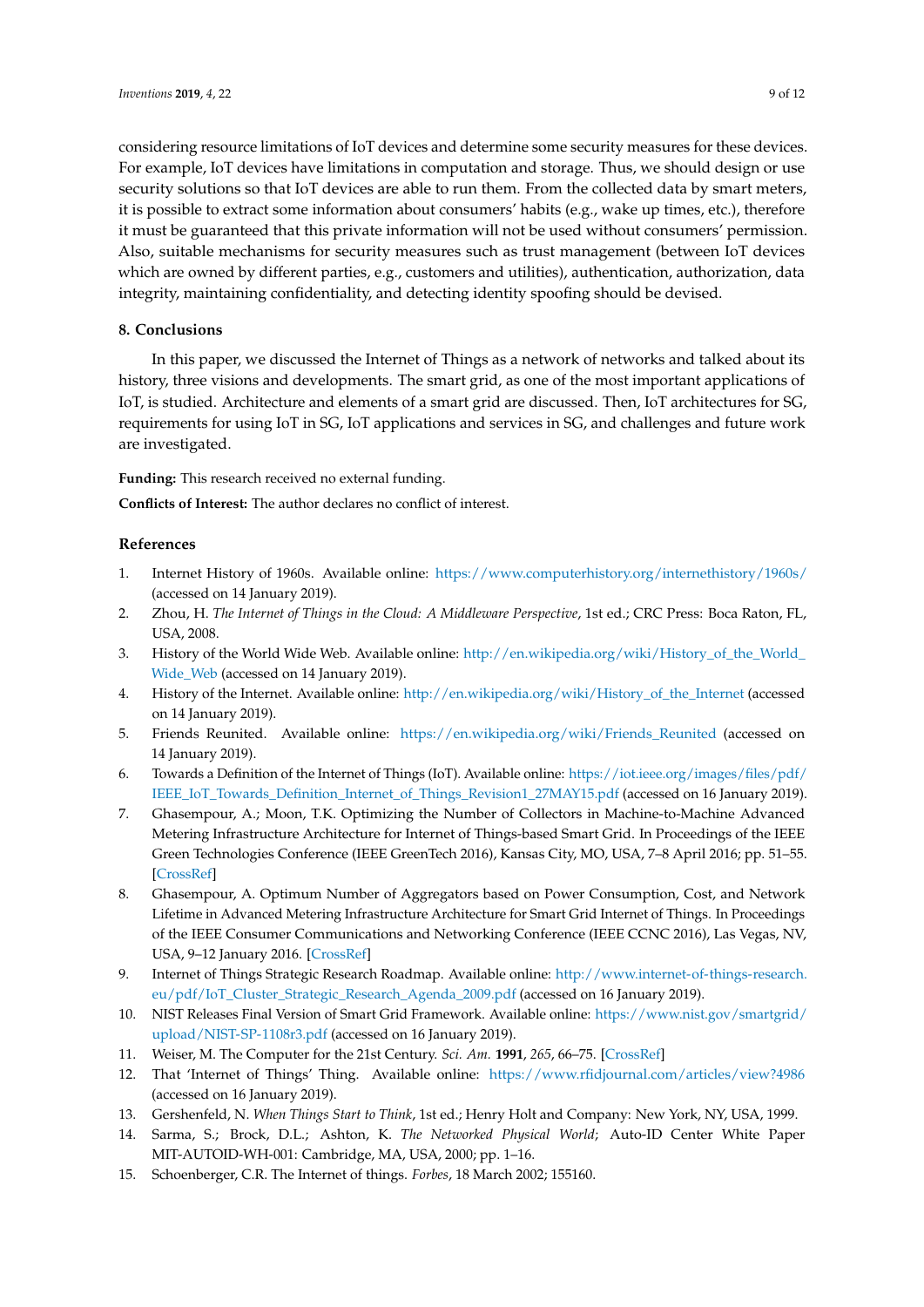considering resource limitations of IoT devices and determine some security measures for these devices. For example, IoT devices have limitations in computation and storage. Thus, we should design or use security solutions so that IoT devices are able to run them. From the collected data by smart meters, it is possible to extract some information about consumers' habits (e.g., wake up times, etc.), therefore it must be guaranteed that this private information will not be used without consumers' permission. Also, suitable mechanisms for security measures such as trust management (between IoT devices which are owned by different parties, e.g., customers and utilities), authentication, authorization, data integrity, maintaining confidentiality, and detecting identity spoofing should be devised.

## 8. Conclusions

In this paper, we discussed the Internet of Things as a network of networks and talked about its history, three visions and developments. The smart grid, as one of the most important applications of IoT, is studied. Architecture and elements of a smart grid are discussed. Then, IoT architectures for SG, requirements for using IoT in SG, IoT applications and services in SG, and challenges and future work are investigated.

**Funding:** This research received no external funding.

**Conflicts of Interest:** The author declares no conflict of interest.

## References

1. Internet History of 1960s. Available online: https://www.computerhistory.org/internethistory/1960s/ (accessed on 14 January 2019).
2. Zhou, H. *The Internet of Things in the Cloud: A Middleware Perspective*, 1st ed.; CRC Press: Boca Raton, FL, USA, 2008.
3. History of the World Wide Web. Available online: http://en.wikipedia.org/wiki/History_of_the_World_Wide_Web (accessed on 14 January 2019).
4. History of the Internet. Available online: http://en.wikipedia.org/wiki/History_of_the_Internet (accessed on 14 January 2019).
5. Friends Reunited. Available online: https://en.wikipedia.org/wiki/Friends_Reunited (accessed on 14 January 2019).
6. Towards a Definition of the Internet of Things (IoT). Available online: https://iot.ieee.org/images/files/pdf/IEEE_IoT_Towards_Definition_Internet_of_Things_Revision1_27MAY15.pdf (accessed on 16 January 2019).
7. Ghasempour, A.; Moon, T.K. Optimizing the Number of Collectors in Machine-to-Machine Advanced Metering Infrastructure Architecture for Internet of Things-based Smart Grid. In Proceedings of the IEEE Green Technologies Conference (IEEE GreenTech 2016), Kansas City, MO, USA, 7–8 April 2016; pp. 51–55. [CrossRef]
8. Ghasempour, A. Optimum Number of Aggregators based on Power Consumption, Cost, and Network Lifetime in Advanced Metering Infrastructure Architecture for Smart Grid Internet of Things. In Proceedings of the IEEE Consumer Communications and Networking Conference (IEEE CCNC 2016), Las Vegas, NV, USA, 9–12 January 2016. [CrossRef]
9. Internet of Things Strategic Research Roadmap. Available online: http://www.internet-of-things-research.eu/pdf/IoT_Cluster_Strategic_Research_Agenda_2009.pdf (accessed on 16 January 2019).
10. NIST Releases Final Version of Smart Grid Framework. Available online: https://www.nist.gov/smartgrid/upload/NIST-SP-1108r3.pdf (accessed on 16 January 2019).
11. Weiser, M. The Computer for the 21st Century. *Sci. Am.* **1991**, *265*, 66–75. [CrossRef]
12. That 'Internet of Things' Thing. Available online: https://www.rfidjournal.com/articles/view?4986 (accessed on 16 January 2019).
13. Gershenfeld, N. *When Things Start to Think*, 1st ed.; Henry Holt and Company: New York, NY, USA, 1999.
14. Sarma, S.; Brock, D.L.; Ashton, K. *The Networked Physical World*; Auto-ID Center White Paper MIT-AUTOID-WH-001: Cambridge, MA, USA, 2000; pp. 1–16.
15. Schoenberger, C.R. The Internet of things. *Forbes*, 18 March 2002; 155160.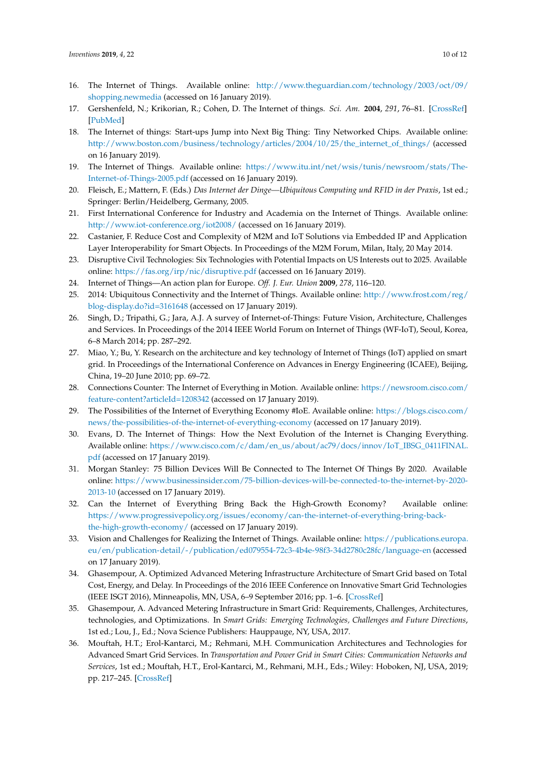16. The Internet of Things. Available online: http://www.theguardian.com/technology/2003/oct/09/shopping.newmedia (accessed on 16 January 2019).
17. Gershenfeld, N.; Krikorian, R.; Cohen, D. The Internet of things. *Sci. Am.* **2004**, *291*, 76–81. [CrossRef] [PubMed]
18. The Internet of things: Start-ups Jump into Next Big Thing: Tiny Networked Chips. Available online: http://www.boston.com/business/technology/articles/2004/10/25/the_internet_of_things/ (accessed on 16 January 2019).
19. The Internet of Things. Available online: https://www.itu.int/net/wsis/tunis/newsroom/stats/The-Internet-of-Things-2005.pdf (accessed on 16 January 2019).
20. Fleisch, E.; Mattern, F. (Eds.) *Das Internet der Dinge—Ubiquitous Computing und RFID in der Praxis*, 1st ed.; Springer: Berlin/Heidelberg, Germany, 2005.
21. First International Conference for Industry and Academia on the Internet of Things. Available online: http://www.iot-conference.org/iot2008/ (accessed on 16 January 2019).
22. Castanier, F. Reduce Cost and Complexity of M2M and IoT Solutions via Embedded IP and Application Layer Interoperability for Smart Objects. In Proceedings of the M2M Forum, Milan, Italy, 20 May 2014.
23. Disruptive Civil Technologies: Six Technologies with Potential Impacts on US Interests out to 2025. Available online: https://fas.org/irp/nic/disruptive.pdf (accessed on 16 January 2019).
24. Internet of Things—An action plan for Europe. *Off. J. Eur. Union* **2009**, *278*, 116–120.
25. 2014: Ubiquitous Connectivity and the Internet of Things. Available online: http://www.frost.com/reg/blog-display.do?id=3161648 (accessed on 17 January 2019).
26. Singh, D.; Tripathi, G.; Jara, A.J. A survey of Internet-of-Things: Future Vision, Architecture, Challenges and Services. In Proceedings of the 2014 IEEE World Forum on Internet of Things (WF-IoT), Seoul, Korea, 6–8 March 2014; pp. 287–292.
27. Miao, Y.; Bu, Y. Research on the architecture and key technology of Internet of Things (IoT) applied on smart grid. In Proceedings of the International Conference on Advances in Energy Engineering (ICAEE), Beijing, China, 19–20 June 2010; pp. 69–72.
28. Connections Counter: The Internet of Everything in Motion. Available online: https://newsroom.cisco.com/feature-content?articleId=1208342 (accessed on 17 January 2019).
29. The Possibilities of the Internet of Everything Economy #IoE. Available online: https://blogs.cisco.com/news/the-possibilities-of-the-internet-of-everything-economy (accessed on 17 January 2019).
30. Evans, D. The Internet of Things: How the Next Evolution of the Internet is Changing Everything. Available online: https://www.cisco.com/c/dam/en_us/about/ac79/docs/innov/IoT_IBSG_0411FINAL.pdf (accessed on 17 January 2019).
31. Morgan Stanley: 75 Billion Devices Will Be Connected to The Internet Of Things By 2020. Available online: https://www.businessinsider.com/75-billion-devices-will-be-connected-to-the-internet-by-2020-2013-10 (accessed on 17 January 2019).
32. Can the Internet of Everything Bring Back the High-Growth Economy? Available online: https://www.progressivepolicy.org/issues/economy/can-the-internet-of-everything-bring-back-the-high-growth-economy/ (accessed on 17 January 2019).
33. Vision and Challenges for Realizing the Internet of Things. Available online: https://publications.europa.eu/en/publication-detail/-/publication/ed079554-72c3-4b4e-98f3-34d2780c28fc/language-en (accessed on 17 January 2019).
34. Ghasempour, A. Optimized Advanced Metering Infrastructure Architecture of Smart Grid based on Total Cost, Energy, and Delay. In Proceedings of the 2016 IEEE Conference on Innovative Smart Grid Technologies (IEEE ISGT 2016), Minneapolis, MN, USA, 6–9 September 2016; pp. 1–6. [CrossRef]
35. Ghasempour, A. Advanced Metering Infrastructure in Smart Grid: Requirements, Challenges, Architectures, technologies, and Optimizations. In *Smart Grids: Emerging Technologies, Challenges and Future Directions*, 1st ed.; Lou, J., Ed.; Nova Science Publishers: Hauppauge, NY, USA, 2017.
36. Mouftah, H.T.; Erol-Kantarci, M.; Rehmani, M.H. Communication Architectures and Technologies for Advanced Smart Grid Services. In *Transportation and Power Grid in Smart Cities: Communication Networks and Services*, 1st ed.; Mouftah, H.T., Erol-Kantarci, M., Rehmani, M.H., Eds.; Wiley: Hoboken, NJ, USA, 2019; pp. 217–245. [CrossRef]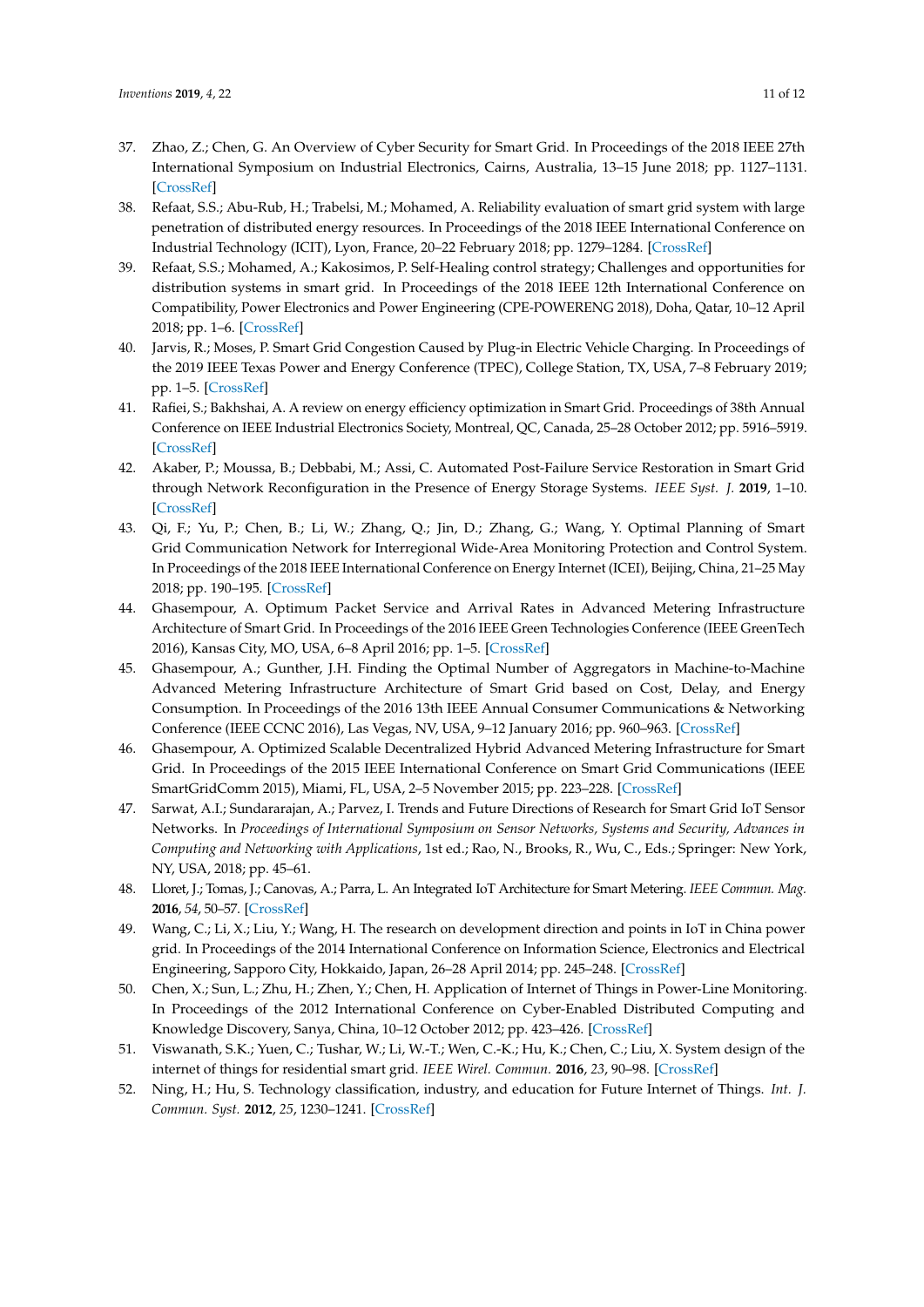37. Zhao, Z.; Chen, G. An Overview of Cyber Security for Smart Grid. In Proceedings of the 2018 IEEE 27th International Symposium on Industrial Electronics, Cairns, Australia, 13–15 June 2018; pp. 1127–1131. [CrossRef]
38. Refaat, S.S.; Abu-Rub, H.; Trabelsi, M.; Mohamed, A. Reliability evaluation of smart grid system with large penetration of distributed energy resources. In Proceedings of the 2018 IEEE International Conference on Industrial Technology (ICIT), Lyon, France, 20–22 February 2018; pp. 1279–1284. [CrossRef]
39. Refaat, S.S.; Mohamed, A.; Kakosimos, P. Self-Healing control strategy; Challenges and opportunities for distribution systems in smart grid. In Proceedings of the 2018 IEEE 12th International Conference on Compatibility, Power Electronics and Power Engineering (CPE-POWERENG 2018), Doha, Qatar, 10–12 April 2018; pp. 1–6. [CrossRef]
40. Jarvis, R.; Moses, P. Smart Grid Congestion Caused by Plug-in Electric Vehicle Charging. In Proceedings of the 2019 IEEE Texas Power and Energy Conference (TPEC), College Station, TX, USA, 7–8 February 2019; pp. 1–5. [CrossRef]
41. Rafiei, S.; Bakhshai, A. A review on energy efficiency optimization in Smart Grid. Proceedings of 38th Annual Conference on IEEE Industrial Electronics Society, Montreal, QC, Canada, 25–28 October 2012; pp. 5916–5919. [CrossRef]
42. Akaber, P.; Moussa, B.; Debbabi, M.; Assi, C. Automated Post-Failure Service Restoration in Smart Grid through Network Reconfiguration in the Presence of Energy Storage Systems. *IEEE Syst. J.* **2019**, 1–10. [CrossRef]
43. Qi, F.; Yu, P.; Chen, B.; Li, W.; Zhang, Q.; Jin, D.; Zhang, G.; Wang, Y. Optimal Planning of Smart Grid Communication Network for Interregional Wide-Area Monitoring Protection and Control System. In Proceedings of the 2018 IEEE International Conference on Energy Internet (ICEI), Beijing, China, 21–25 May 2018; pp. 190–195. [CrossRef]
44. Ghasempour, A. Optimum Packet Service and Arrival Rates in Advanced Metering Infrastructure Architecture of Smart Grid. In Proceedings of the 2016 IEEE Green Technologies Conference (IEEE GreenTech 2016), Kansas City, MO, USA, 6–8 April 2016; pp. 1–5. [CrossRef]
45. Ghasempour, A.; Gunther, J.H. Finding the Optimal Number of Aggregators in Machine-to-Machine Advanced Metering Infrastructure Architecture of Smart Grid based on Cost, Delay, and Energy Consumption. In Proceedings of the 2016 13th IEEE Annual Consumer Communications & Networking Conference (IEEE CCNC 2016), Las Vegas, NV, USA, 9–12 January 2016; pp. 960–963. [CrossRef]
46. Ghasempour, A. Optimized Scalable Decentralized Hybrid Advanced Metering Infrastructure for Smart Grid. In Proceedings of the 2015 IEEE International Conference on Smart Grid Communications (IEEE SmartGridComm 2015), Miami, FL, USA, 2–5 November 2015; pp. 223–228. [CrossRef]
47. Sarwat, A.I.; Sundararajan, A.; Parvez, I. Trends and Future Directions of Research for Smart Grid IoT Sensor Networks. In *Proceedings of International Symposium on Sensor Networks, Systems and Security, Advances in Computing and Networking with Applications*, 1st ed.; Rao, N., Brooks, R., Wu, C., Eds.; Springer: New York, NY, USA, 2018; pp. 45–61.
48. Lloret, J.; Tomas, J.; Canovas, A.; Parra, L. An Integrated IoT Architecture for Smart Metering. *IEEE Commun. Mag.* **2016**, *54*, 50–57. [CrossRef]
49. Wang, C.; Li, X.; Liu, Y.; Wang, H. The research on development direction and points in IoT in China power grid. In Proceedings of the 2014 International Conference on Information Science, Electronics and Electrical Engineering, Sapporo City, Hokkaido, Japan, 26–28 April 2014; pp. 245–248. [CrossRef]
50. Chen, X.; Sun, L.; Zhu, H.; Zhen, Y.; Chen, H. Application of Internet of Things in Power-Line Monitoring. In Proceedings of the 2012 International Conference on Cyber-Enabled Distributed Computing and Knowledge Discovery, Sanya, China, 10–12 October 2012; pp. 423–426. [CrossRef]
51. Viswanath, S.K.; Yuen, C.; Tushar, W.; Li, W.-T.; Wen, C.-K.; Hu, K.; Chen, C.; Liu, X. System design of the internet of things for residential smart grid. *IEEE Wirel. Commun.* **2016**, *23*, 90–98. [CrossRef]
52. Ning, H.; Hu, S. Technology classification, industry, and education for Future Internet of Things. *Int. J. Commun. Syst.* **2012**, *25*, 1230–1241. [CrossRef]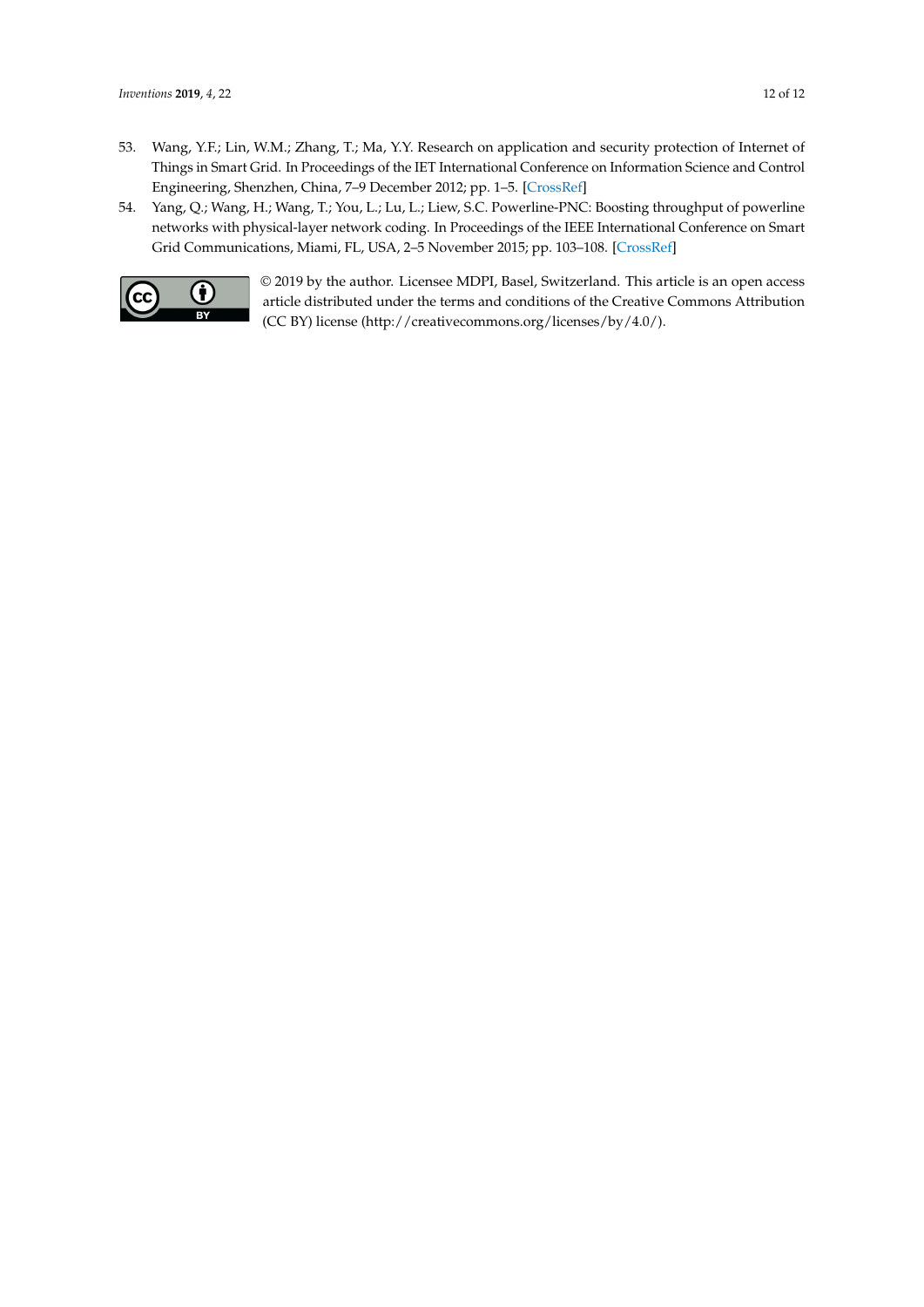53. Wang, Y.F.; Lin, W.M.; Zhang, T.; Ma, Y.Y. Research on application and security protection of Internet of Things in Smart Grid. In Proceedings of the IET International Conference on Information Science and Control Engineering, Shenzhen, China, 7–9 December 2012; pp. 1–5. [CrossRef]
54. Yang, Q.; Wang, H.; Wang, T.; You, L.; Lu, L.; Liew, S.C. Powerline-PNC: Boosting throughput of powerline networks with physical-layer network coding. In Proceedings of the IEEE International Conference on Smart Grid Communications, Miami, FL, USA, 2–5 November 2015; pp. 103–108. [CrossRef]

© 2019 by the author. Licensee MDPI, Basel, Switzerland. This article is an open access article distributed under the terms and conditions of the Creative Commons Attribution (CC BY) license (http://creativecommons.org/licenses/by/4.0/).